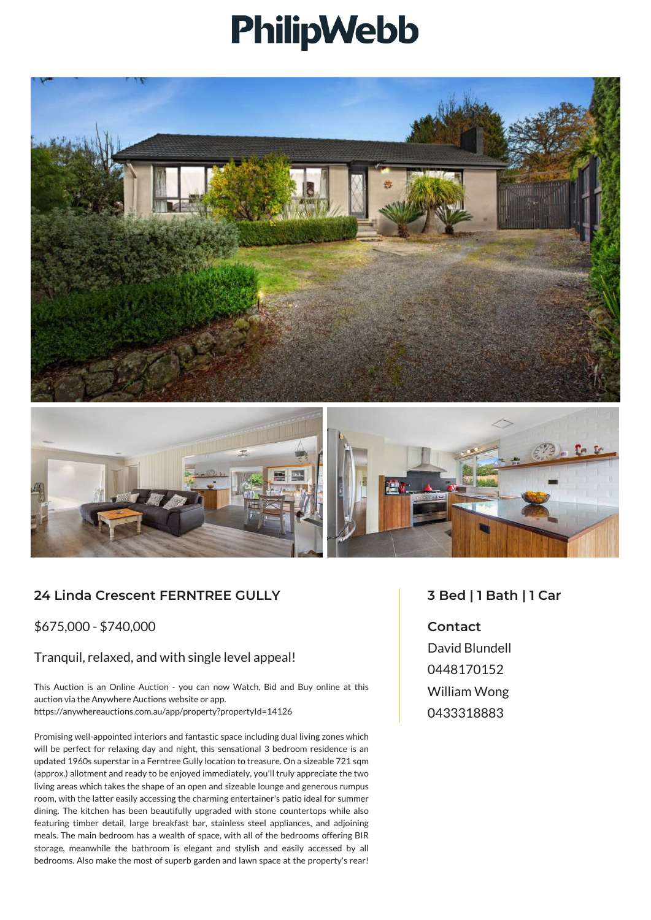# PhilipWebb

## 24 Linda Crescent FERNTREE GULLY

$675,000 - $740,000

### Tranquil, relaxed, and with single level appeal!

This Auction is an Online Auction - you can now Watch, Bid and Buy online at this auction via the Anywhere Auctions website or app.
https://anywhereauctions.com.au/app/property?propertyId=14126

Promising well-appointed interiors and fantastic space including dual living zones which will be perfect for relaxing day and night, this sensational 3 bedroom residence is an updated 1960s superstar in a Ferntree Gully location to treasure. On a sizeable 721 sqm (approx.) allotment and ready to be enjoyed immediately, you'll truly appreciate the two living areas which takes the shape of an open and sizeable lounge and generous rumpus room, with the latter easily accessing the charming entertainer's patio ideal for summer dining. The kitchen has been beautifully upgraded with stone countertops while also featuring timber detail, large breakfast bar, stainless steel appliances, and adjoining meals. The main bedroom has a wealth of space, with all of the bedrooms offering BIR storage, meanwhile the bathroom is elegant and stylish and easily accessed by all bedrooms. Also make the most of superb garden and lawn space at the property's rear!

## 3 Bed | 1 Bath | 1 Car

**Contact**

David Blundell
0448170152

William Wong
0433318883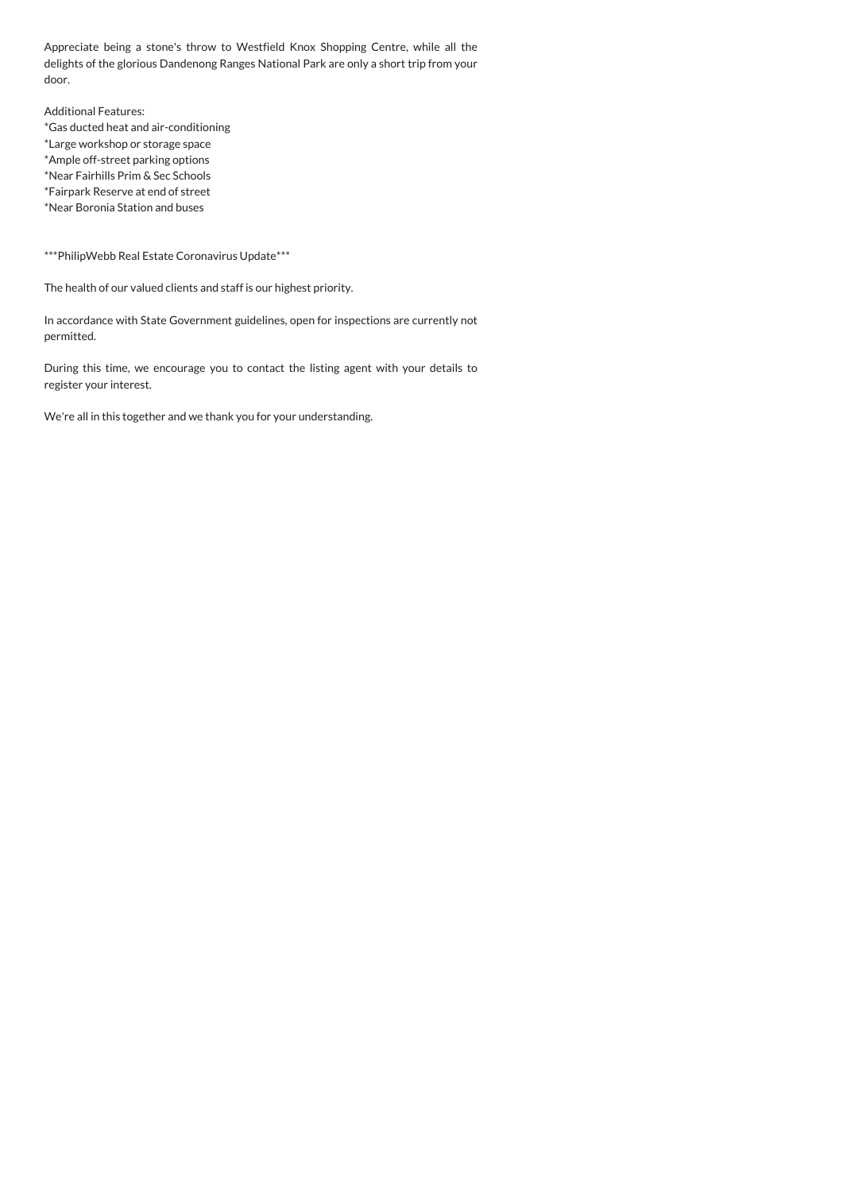Appreciate being a stone's throw to Westfield Knox Shopping Centre, while all the delights of the glorious Dandenong Ranges National Park are only a short trip from your door.

Additional Features:
*Gas ducted heat and air-conditioning
*Large workshop or storage space
*Ample off-street parking options
*Near Fairhills Prim & Sec Schools
*Fairpark Reserve at end of street
*Near Boronia Station and buses

***PhilipWebb Real Estate Coronavirus Update***

The health of our valued clients and staff is our highest priority.

In accordance with State Government guidelines, open for inspections are currently not permitted.

During this time, we encourage you to contact the listing agent with your details to register your interest.

We're all in this together and we thank you for your understanding.